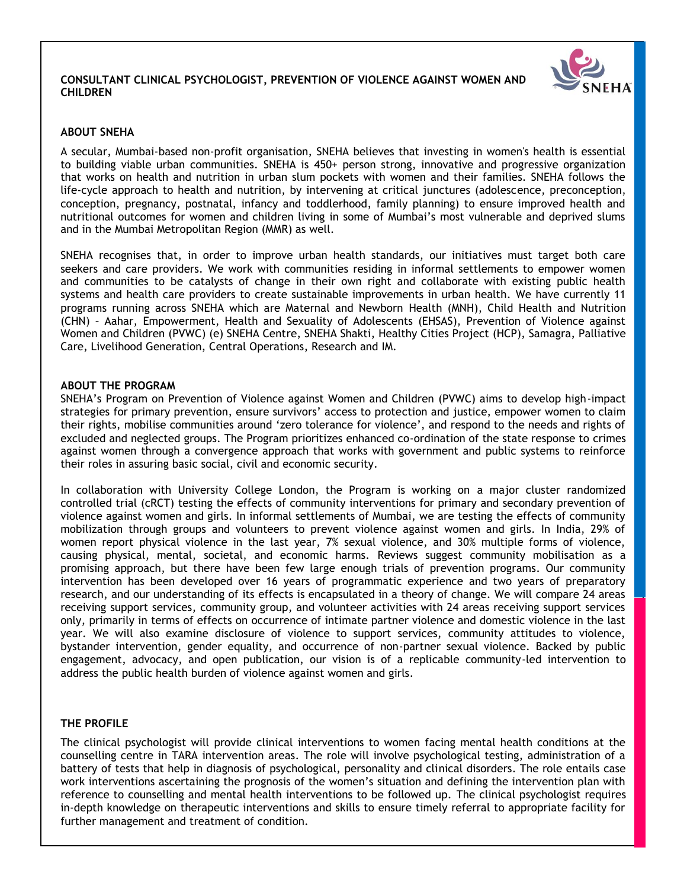# CONSULTANT CLINICAL PSYCHOLOGIST, PREVENTION OF VIOLENCE AGAINST WOMEN AND CHILDREN

## ABOUT SNEHA

A secular, Mumbai-based non-profit organisation, SNEHA believes that investing in women's health is essential to building viable urban communities. SNEHA is 450+ person strong, innovative and progressive organization that works on health and nutrition in urban slum pockets with women and their families. SNEHA follows the life-cycle approach to health and nutrition, by intervening at critical junctures (adolescence, preconception, conception, pregnancy, postnatal, infancy and toddlerhood, family planning) to ensure improved health and nutritional outcomes for women and children living in some of Mumbai's most vulnerable and deprived slums and in the Mumbai Metropolitan Region (MMR) as well.

SNEHA recognises that, in order to improve urban health standards, our initiatives must target both care seekers and care providers. We work with communities residing in informal settlements to empower women and communities to be catalysts of change in their own right and collaborate with existing public health systems and health care providers to create sustainable improvements in urban health. We have currently 11 programs running across SNEHA which are Maternal and Newborn Health (MNH), Child Health and Nutrition (CHN) – Aahar, Empowerment, Health and Sexuality of Adolescents (EHSAS), Prevention of Violence against Women and Children (PVWC) (e) SNEHA Centre, SNEHA Shakti, Healthy Cities Project (HCP), Samagra, Palliative Care, Livelihood Generation, Central Operations, Research and IM.

## ABOUT THE PROGRAM

SNEHA's Program on Prevention of Violence against Women and Children (PVWC) aims to develop high-impact strategies for primary prevention, ensure survivors' access to protection and justice, empower women to claim their rights, mobilise communities around 'zero tolerance for violence', and respond to the needs and rights of excluded and neglected groups. The Program prioritizes enhanced co-ordination of the state response to crimes against women through a convergence approach that works with government and public systems to reinforce their roles in assuring basic social, civil and economic security.

In collaboration with University College London, the Program is working on a major cluster randomized controlled trial (cRCT) testing the effects of community interventions for primary and secondary prevention of violence against women and girls. In informal settlements of Mumbai, we are testing the effects of community mobilization through groups and volunteers to prevent violence against women and girls. In India, 29% of women report physical violence in the last year, 7% sexual violence, and 30% multiple forms of violence, causing physical, mental, societal, and economic harms. Reviews suggest community mobilisation as a promising approach, but there have been few large enough trials of prevention programs. Our community intervention has been developed over 16 years of programmatic experience and two years of preparatory research, and our understanding of its effects is encapsulated in a theory of change. We will compare 24 areas receiving support services, community group, and volunteer activities with 24 areas receiving support services only, primarily in terms of effects on occurrence of intimate partner violence and domestic violence in the last year. We will also examine disclosure of violence to support services, community attitudes to violence, bystander intervention, gender equality, and occurrence of non-partner sexual violence. Backed by public engagement, advocacy, and open publication, our vision is of a replicable community-led intervention to address the public health burden of violence against women and girls.

## THE PROFILE

The clinical psychologist will provide clinical interventions to women facing mental health conditions at the counselling centre in TARA intervention areas. The role will involve psychological testing, administration of a battery of tests that help in diagnosis of psychological, personality and clinical disorders. The role entails case work interventions ascertaining the prognosis of the women's situation and defining the intervention plan with reference to counselling and mental health interventions to be followed up. The clinical psychologist requires in-depth knowledge on therapeutic interventions and skills to ensure timely referral to appropriate facility for further management and treatment of condition.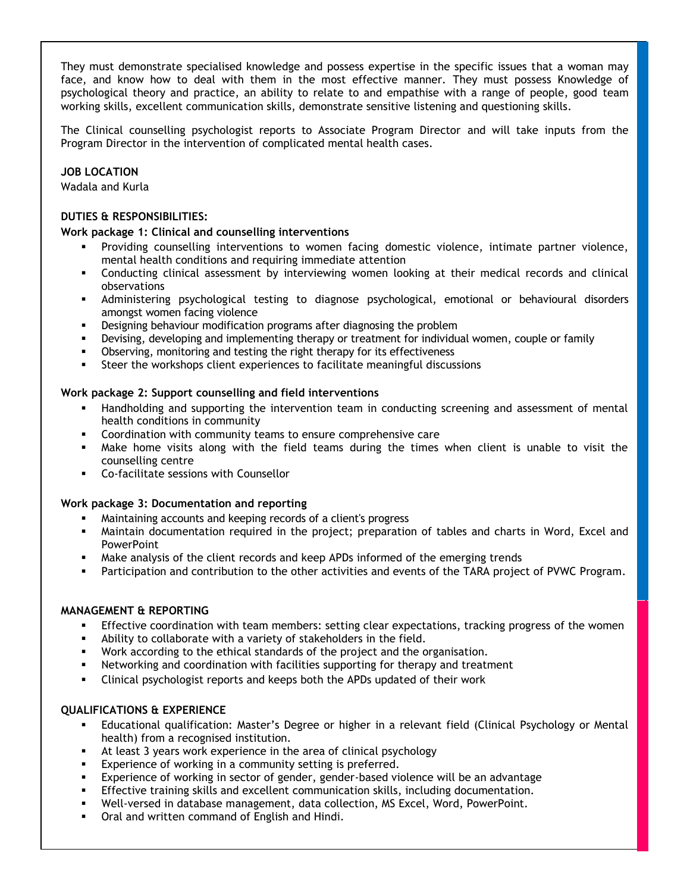They must demonstrate specialised knowledge and possess expertise in the specific issues that a woman may face, and know how to deal with them in the most effective manner. They must possess Knowledge of psychological theory and practice, an ability to relate to and empathise with a range of people, good team working skills, excellent communication skills, demonstrate sensitive listening and questioning skills.

The Clinical counselling psychologist reports to Associate Program Director and will take inputs from the Program Director in the intervention of complicated mental health cases.

**JOB LOCATION**

Wadala and Kurla

**DUTIES & RESPONSIBILITIES:**

**Work package 1: Clinical and counselling interventions**

- Providing counselling interventions to women facing domestic violence, intimate partner violence, mental health conditions and requiring immediate attention
- Conducting clinical assessment by interviewing women looking at their medical records and clinical observations
- Administering psychological testing to diagnose psychological, emotional or behavioural disorders amongst women facing violence
- Designing behaviour modification programs after diagnosing the problem
- Devising, developing and implementing therapy or treatment for individual women, couple or family
- Observing, monitoring and testing the right therapy for its effectiveness
- Steer the workshops client experiences to facilitate meaningful discussions

**Work package 2: Support counselling and field interventions**

- Handholding and supporting the intervention team in conducting screening and assessment of mental health conditions in community
- Coordination with community teams to ensure comprehensive care
- Make home visits along with the field teams during the times when client is unable to visit the counselling centre
- Co-facilitate sessions with Counsellor

**Work package 3: Documentation and reporting**

- Maintaining accounts and keeping records of a client's progress
- Maintain documentation required in the project; preparation of tables and charts in Word, Excel and PowerPoint
- Make analysis of the client records and keep APDs informed of the emerging trends
- Participation and contribution to the other activities and events of the TARA project of PVWC Program.

**MANAGEMENT & REPORTING**

- Effective coordination with team members: setting clear expectations, tracking progress of the women
- Ability to collaborate with a variety of stakeholders in the field.
- Work according to the ethical standards of the project and the organisation.
- Networking and coordination with facilities supporting for therapy and treatment
- Clinical psychologist reports and keeps both the APDs updated of their work

**QUALIFICATIONS & EXPERIENCE**

- Educational qualification: Master's Degree or higher in a relevant field (Clinical Psychology or Mental health) from a recognised institution.
- At least 3 years work experience in the area of clinical psychology
- Experience of working in a community setting is preferred.
- Experience of working in sector of gender, gender-based violence will be an advantage
- Effective training skills and excellent communication skills, including documentation.
- Well-versed in database management, data collection, MS Excel, Word, PowerPoint.
- Oral and written command of English and Hindi.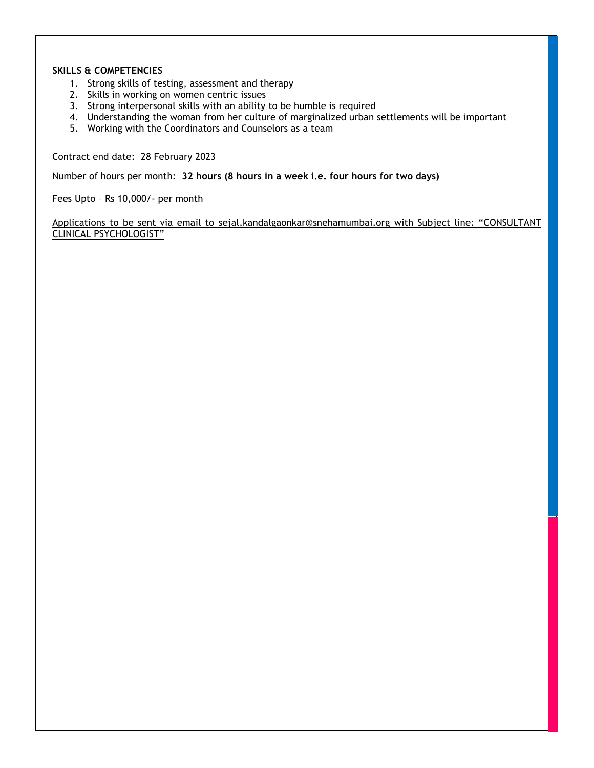**SKILLS & COMPETENCIES**

1. Strong skills of testing, assessment and therapy
2. Skills in working on women centric issues
3. Strong interpersonal skills with an ability to be humble is required
4. Understanding the woman from her culture of marginalized urban settlements will be important
5. Working with the Coordinators and Counselors as a team

Contract end date: 28 February 2023

Number of hours per month: **32 hours (8 hours in a week i.e. four hours for two days)**

Fees Upto – Rs 10,000/- per month

Applications to be sent via email to sejal.kandalgaonkar@snehamumbai.org with Subject line: "CONSULTANT CLINICAL PSYCHOLOGIST"